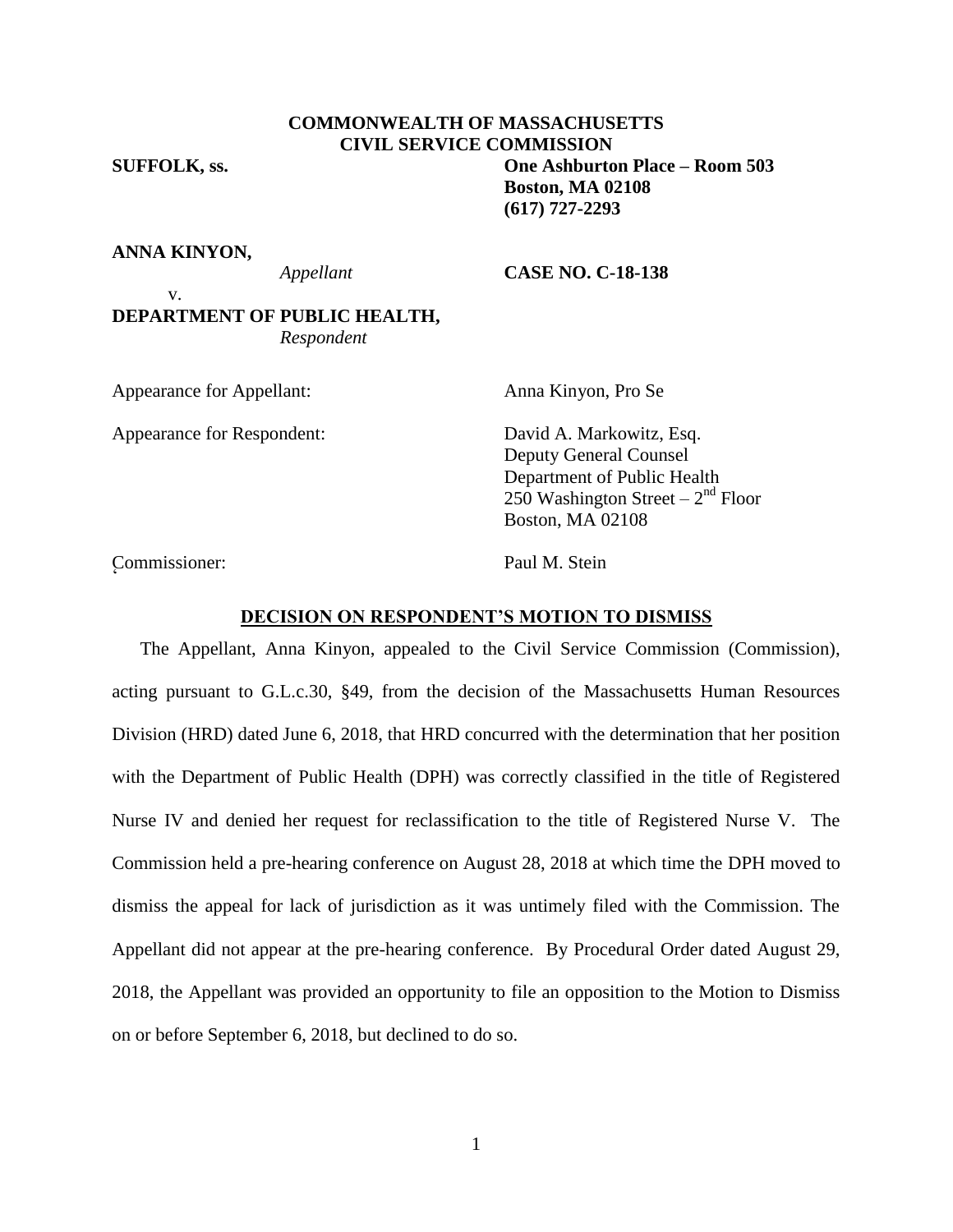**COMMONWEALTH OF MASSACHUSETTS**
**CIVIL SERVICE COMMISSION**

**SUFFOLK, ss.**

**One Ashburton Place – Room 503**
**Boston, MA 02108**
**(617) 727-2293**

**ANNA KINYON,**
*Appellant*

v.

**DEPARTMENT OF PUBLIC HEALTH,**
*Respondent*

**CASE NO. C-18-138**

Appearance for Appellant: Anna Kinyon, Pro Se

Appearance for Respondent: David A. Markowitz, Esq.
Deputy General Counsel
Department of Public Health
250 Washington Street – 2nd Floor
Boston, MA 02108

Commissioner: Paul M. Stein

## DECISION ON RESPONDENT'S MOTION TO DISMISS

The Appellant, Anna Kinyon, appealed to the Civil Service Commission (Commission), acting pursuant to G.L.c.30, §49, from the decision of the Massachusetts Human Resources Division (HRD) dated June 6, 2018, that HRD concurred with the determination that her position with the Department of Public Health (DPH) was correctly classified in the title of Registered Nurse IV and denied her request for reclassification to the title of Registered Nurse V. The Commission held a pre-hearing conference on August 28, 2018 at which time the DPH moved to dismiss the appeal for lack of jurisdiction as it was untimely filed with the Commission. The Appellant did not appear at the pre-hearing conference. By Procedural Order dated August 29, 2018, the Appellant was provided an opportunity to file an opposition to the Motion to Dismiss on or before September 6, 2018, but declined to do so.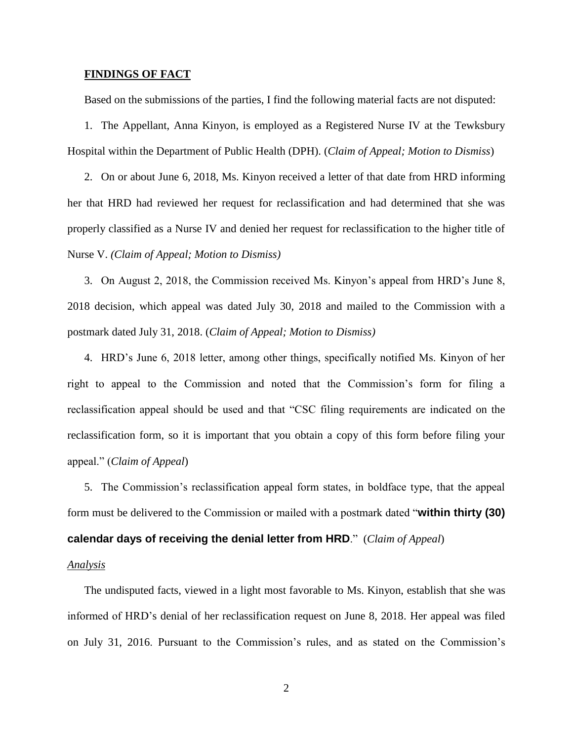**FINDINGS OF FACT**

Based on the submissions of the parties, I find the following material facts are not disputed:

1. The Appellant, Anna Kinyon, is employed as a Registered Nurse IV at the Tewksbury Hospital within the Department of Public Health (DPH). (*Claim of Appeal; Motion to Dismiss*)

2. On or about June 6, 2018, Ms. Kinyon received a letter of that date from HRD informing her that HRD had reviewed her request for reclassification and had determined that she was properly classified as a Nurse IV and denied her request for reclassification to the higher title of Nurse V. *(Claim of Appeal; Motion to Dismiss)*

3. On August 2, 2018, the Commission received Ms. Kinyon's appeal from HRD's June 8, 2018 decision, which appeal was dated July 30, 2018 and mailed to the Commission with a postmark dated July 31, 2018. (*Claim of Appeal; Motion to Dismiss)*

4. HRD's June 6, 2018 letter, among other things, specifically notified Ms. Kinyon of her right to appeal to the Commission and noted that the Commission's form for filing a reclassification appeal should be used and that "CSC filing requirements are indicated on the reclassification form, so it is important that you obtain a copy of this form before filing your appeal." (*Claim of Appeal*)

5. The Commission's reclassification appeal form states, in boldface type, that the appeal form must be delivered to the Commission or mailed with a postmark dated "**within thirty (30) calendar days of receiving the denial letter from HRD**." (*Claim of Appeal*)

*Analysis*

The undisputed facts, viewed in a light most favorable to Ms. Kinyon, establish that she was informed of HRD's denial of her reclassification request on June 8, 2018. Her appeal was filed on July 31, 2016. Pursuant to the Commission's rules, and as stated on the Commission's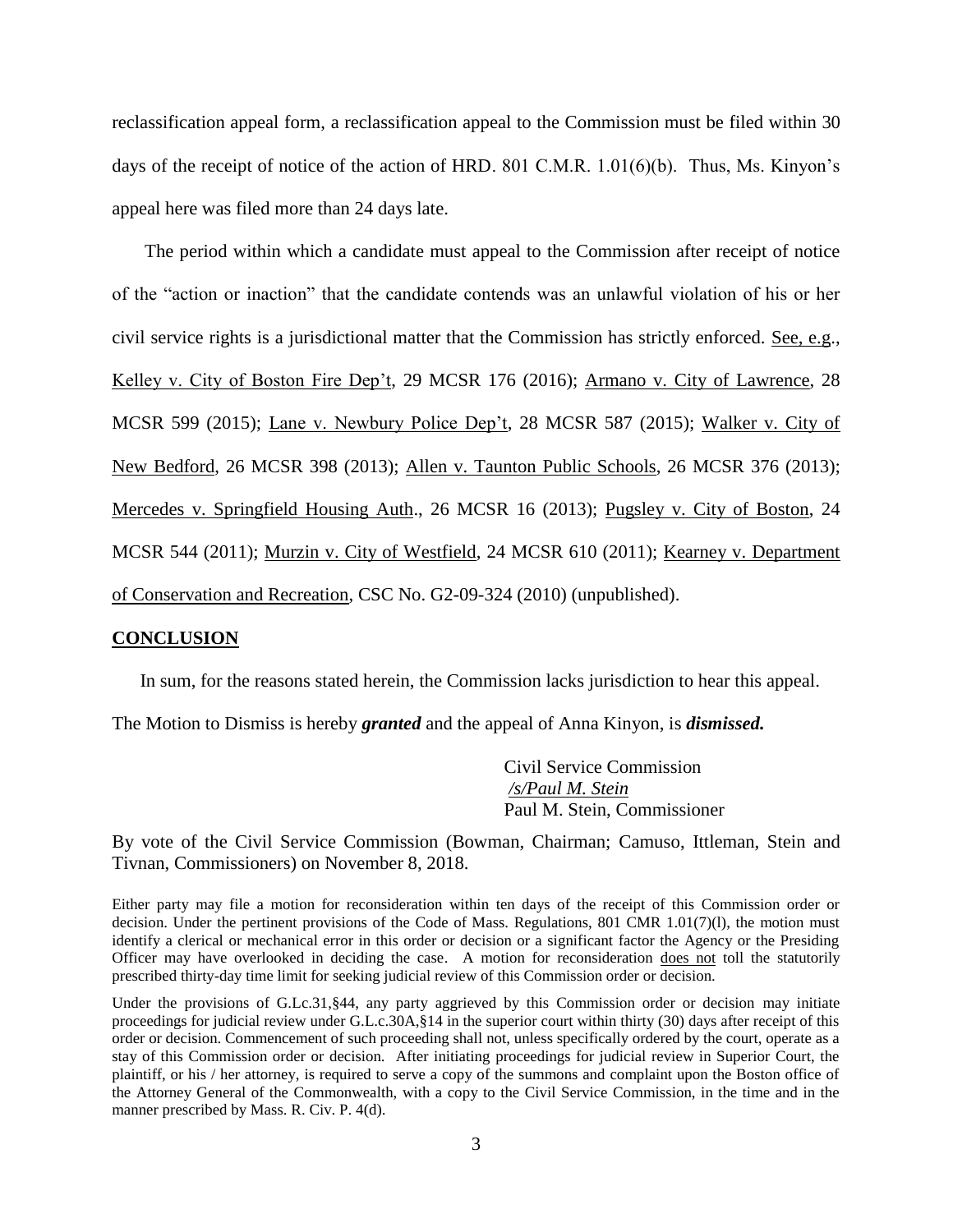reclassification appeal form, a reclassification appeal to the Commission must be filed within 30 days of the receipt of notice of the action of HRD. 801 C.M.R. 1.01(6)(b). Thus, Ms. Kinyon's appeal here was filed more than 24 days late.

The period within which a candidate must appeal to the Commission after receipt of notice of the "action or inaction" that the candidate contends was an unlawful violation of his or her civil service rights is a jurisdictional matter that the Commission has strictly enforced. See, e.g., Kelley v. City of Boston Fire Dep't, 29 MCSR 176 (2016); Armano v. City of Lawrence, 28 MCSR 599 (2015); Lane v. Newbury Police Dep't, 28 MCSR 587 (2015); Walker v. City of New Bedford, 26 MCSR 398 (2013); Allen v. Taunton Public Schools, 26 MCSR 376 (2013); Mercedes v. Springfield Housing Auth., 26 MCSR 16 (2013); Pugsley v. City of Boston, 24 MCSR 544 (2011); Murzin v. City of Westfield, 24 MCSR 610 (2011); Kearney v. Department of Conservation and Recreation, CSC No. G2-09-324 (2010) (unpublished).

## CONCLUSION

In sum, for the reasons stated herein, the Commission lacks jurisdiction to hear this appeal. The Motion to Dismiss is hereby ***granted*** and the appeal of Anna Kinyon, is ***dismissed.***

Civil Service Commission
*/s/Paul M. Stein*
Paul M. Stein, Commissioner

By vote of the Civil Service Commission (Bowman, Chairman; Camuso, Ittleman, Stein and Tivnan, Commissioners) on November 8, 2018.

Either party may file a motion for reconsideration within ten days of the receipt of this Commission order or decision. Under the pertinent provisions of the Code of Mass. Regulations, 801 CMR 1.01(7)(l), the motion must identify a clerical or mechanical error in this order or decision or a significant factor the Agency or the Presiding Officer may have overlooked in deciding the case. A motion for reconsideration does not toll the statutorily prescribed thirty-day time limit for seeking judicial review of this Commission order or decision.

Under the provisions of G.L.c.31,§44, any party aggrieved by this Commission order or decision may initiate proceedings for judicial review under G.L.c.30A,§14 in the superior court within thirty (30) days after receipt of this order or decision. Commencement of such proceeding shall not, unless specifically ordered by the court, operate as a stay of this Commission order or decision. After initiating proceedings for judicial review in Superior Court, the plaintiff, or his / her attorney, is required to serve a copy of the summons and complaint upon the Boston office of the Attorney General of the Commonwealth, with a copy to the Civil Service Commission, in the time and in the manner prescribed by Mass. R. Civ. P. 4(d).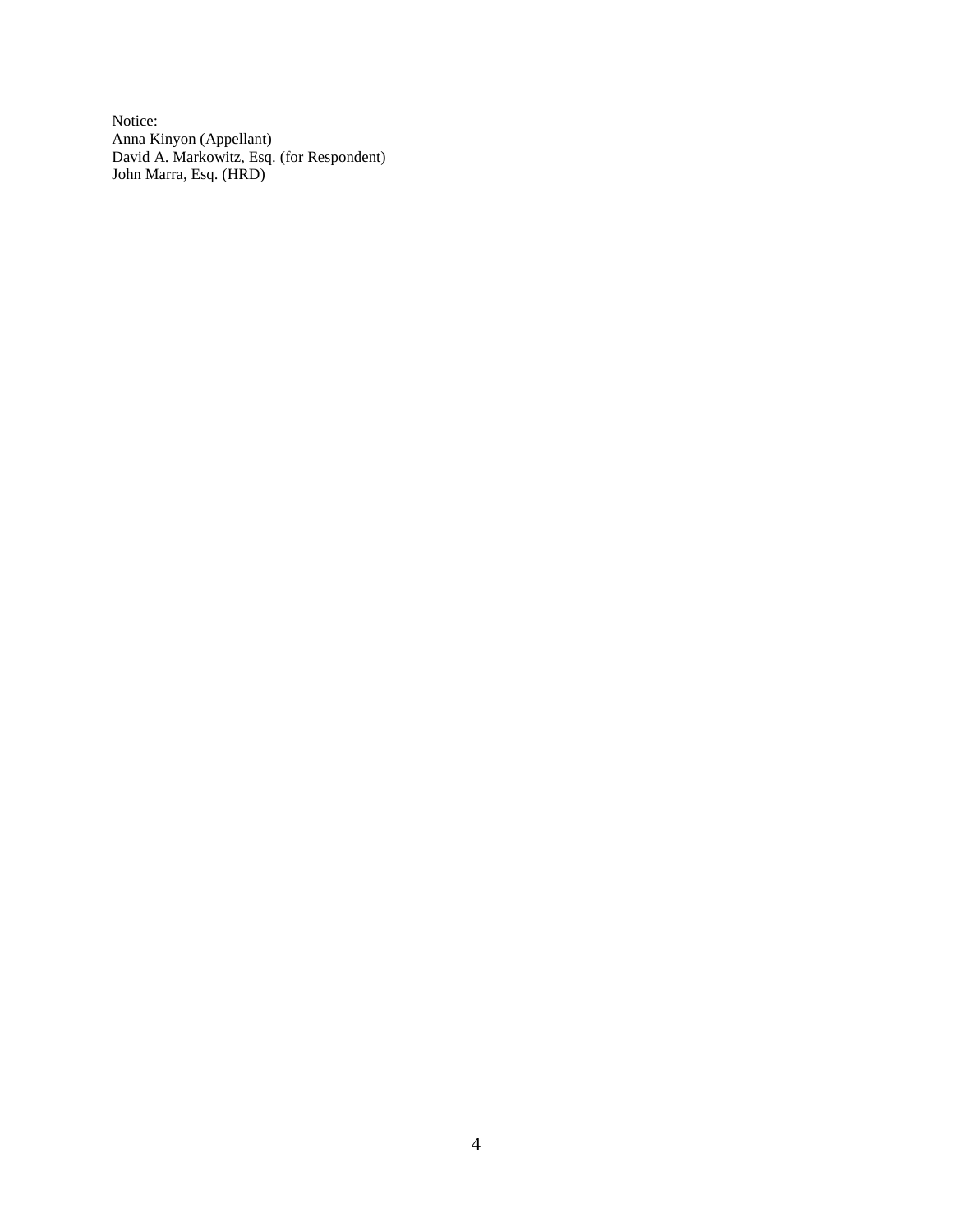Notice:  
Anna Kinyon (Appellant)  
David A. Markowitz, Esq. (for Respondent)  
John Marra, Esq. (HRD)